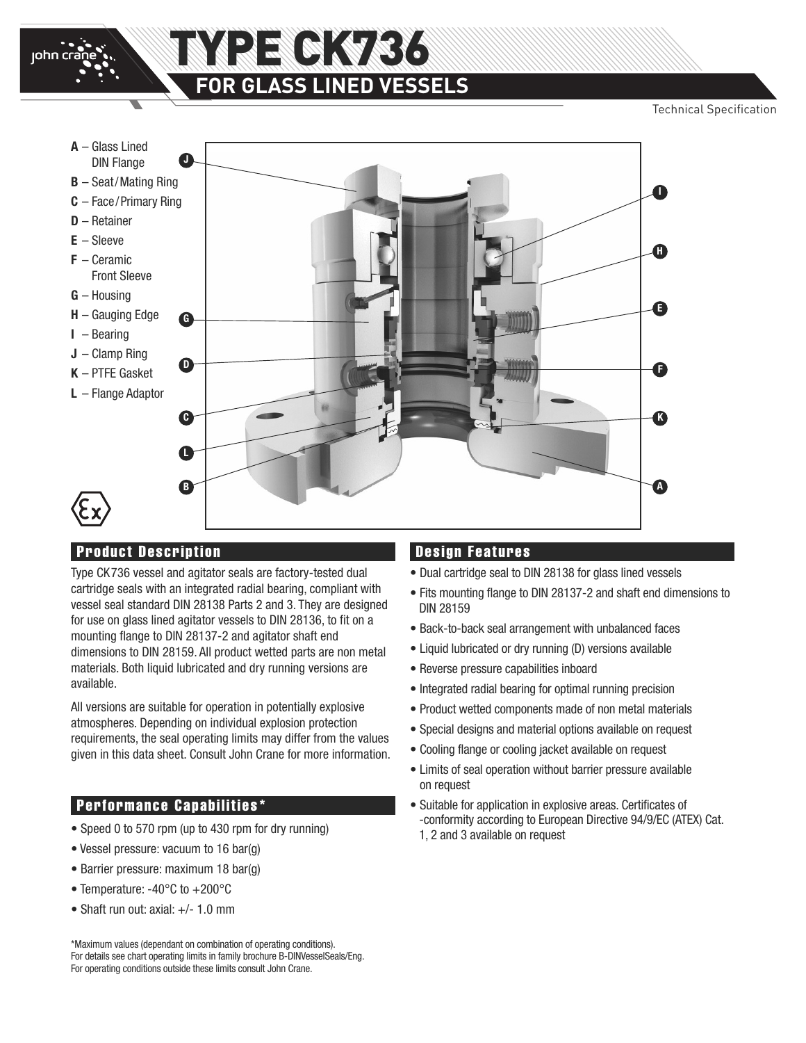# TYPE CK736

## FOR GLASS LINED VESSELS

Technical Specification

- **A** – Glass Lined DIN Flange
- **B** – Seat/Mating Ring
- **C** – Face/Primary Ring
- **D** – Retainer
- **E** – Sleeve
- **F** – Ceramic Front Sleeve
- **G** – Housing
- **H** – Gauging Edge
- **I** – Bearing
- **J** – Clamp Ring
- **K** – PTFE Gasket
- **L** – Flange Adaptor

## Product Description

Type CK736 vessel and agitator seals are factory-tested dual cartridge seals with an integrated radial bearing, compliant with vessel seal standard DIN 28138 Parts 2 and 3. They are designed for use on glass lined agitator vessels to DIN 28136, to fit on a mounting flange to DIN 28137-2 and agitator shaft end dimensions to DIN 28159. All product wetted parts are non metal materials. Both liquid lubricated and dry running versions are available.

All versions are suitable for operation in potentially explosive atmospheres. Depending on individual explosion protection requirements, the seal operating limits may differ from the values given in this data sheet. Consult John Crane for more information.

## Performance Capabilities*

- Speed 0 to 570 rpm (up to 430 rpm for dry running)
- Vessel pressure: vacuum to 16 bar(g)
- Barrier pressure: maximum 18 bar(g)
- Temperature: -40°C to +200°C
- Shaft run out: axial: +/- 1.0 mm

*Maximum values (dependant on combination of operating conditions).
For details see chart operating limits in family brochure B-DINVesselSeals/Eng.
For operating conditions outside these limits consult John Crane.

## Design Features

- Dual cartridge seal to DIN 28138 for glass lined vessels
- Fits mounting flange to DIN 28137-2 and shaft end dimensions to DIN 28159
- Back-to-back seal arrangement with unbalanced faces
- Liquid lubricated or dry running (D) versions available
- Reverse pressure capabilities inboard
- Integrated radial bearing for optimal running precision
- Product wetted components made of non metal materials
- Special designs and material options available on request
- Cooling flange or cooling jacket available on request
- Limits of seal operation without barrier pressure available on request
- Suitable for application in explosive areas. Certificates of -conformity according to European Directive 94/9/EC (ATEX) Cat. 1, 2 and 3 available on request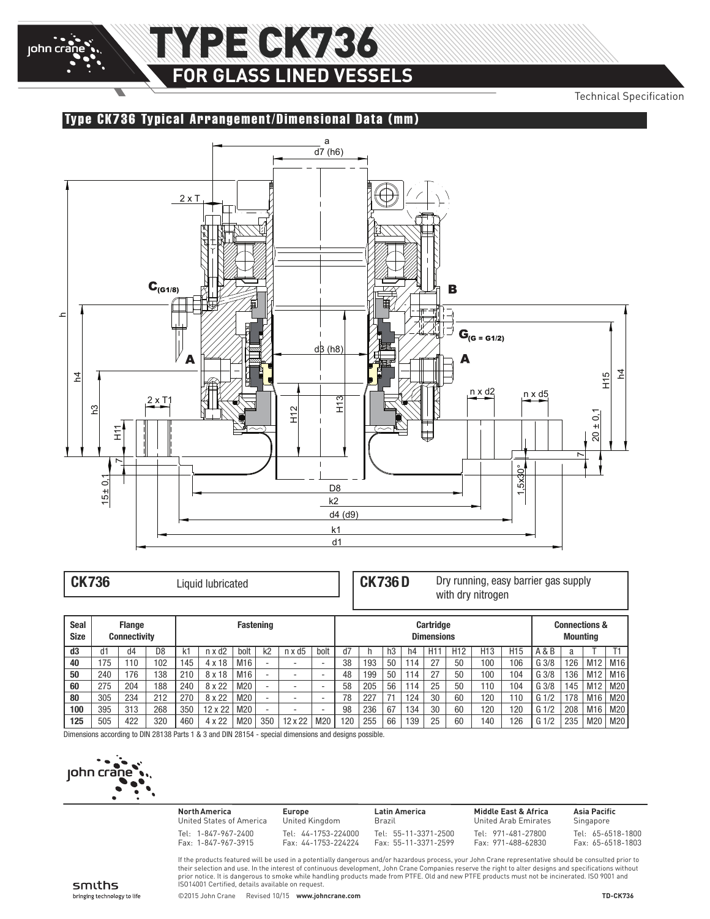# TYPE CK736

## FOR GLASS LINED VESSELS

Technical Specification

### Type CK736 Typical Arrangement/Dimensional Data (mm)

a
d7 (h6)
2 x T
$C_{(G1/8)}$
B
h
$G_{(G = G1/2)}$
A
d3 (h8)
A
h4
n x d2
n x d5
H15
h4
h3
2 x T1
H11
H12
H13
20 ± 0,1
7
7
15± 0,1
1,5x30°
D8
k2
d4 (d9)
k1
d1

**CK736** Liquid lubricated

**CK736 D** Dry running, easy barrier gas supply with dry nitrogen

| Seal Size | Flange Connectivity | | | Fastening | | | | | | Cartridge Dimensions | | | | | | | | Connections & Mounting | | | |
|---|---|---|---|---|---|---|---|---|---|---|---|---|---|---|---|---|---|---|---|---|---|
| d3 | d1 | d4 | D8 | k1 | n x d2 | bolt | k2 | n x d5 | bolt | d7 | h | h3 | h4 | H11 | H12 | H13 | H15 | A & B | a | T | T1 |
| 40 | 175 | 110 | 102 | 145 | 4 x 18 | M16 | - | - | - | 38 | 193 | 50 | 114 | 27 | 50 | 100 | 106 | G 3/8 | 126 | M12 | M16 |
| 50 | 240 | 176 | 138 | 210 | 8 x 18 | M16 | - | - | - | 48 | 199 | 50 | 114 | 27 | 50 | 100 | 104 | G 3/8 | 136 | M12 | M16 |
| 60 | 275 | 204 | 188 | 240 | 8 x 22 | M20 | - | - | - | 58 | 205 | 56 | 114 | 25 | 50 | 110 | 104 | G 3/8 | 145 | M12 | M20 |
| 80 | 305 | 234 | 212 | 270 | 8 x 22 | M20 | - | - | - | 78 | 227 | 71 | 124 | 30 | 60 | 120 | 110 | G 1/2 | 178 | M16 | M20 |
| 100 | 395 | 313 | 268 | 350 | 12 x 22 | M20 | - | - | - | 98 | 236 | 67 | 134 | 30 | 60 | 120 | 120 | G 1/2 | 208 | M16 | M20 |
| 125 | 505 | 422 | 320 | 460 | 4 x 22 | M20 | 350 | 12 x 22 | M20 | 120 | 255 | 66 | 139 | 25 | 60 | 140 | 126 | G 1/2 | 235 | M20 | M20 |

Dimensions according to DIN 28138 Parts 1 & 3 and DIN 28154 - special dimensions and designs possible.

| North America | Europe | Latin America | Middle East & Africa | Asia Pacific |
|---|---|---|---|---|
| United States of America | United Kingdom | Brazil | United Arab Emirates | Singapore |
| Tel: 1-847-967-2400 | Tel: 44-1753-224000 | Tel: 55-11-3371-2500 | Tel: 971-481-27800 | Tel: 65-6518-1800 |
| Fax: 1-847-967-3915 | Fax: 44-1753-224224 | Fax: 55-11-3371-2599 | Fax: 971-488-62830 | Fax: 65-6518-1803 |

If the products featured will be used in a potentially dangerous and/or hazardous process, your John Crane representative should be consulted prior to their selection and use. In the interest of continuous development, John Crane Companies reserve the right to alter designs and specifications without prior notice. It is dangerous to smoke while handling products made from PTFE. Old and new PTFE products must not be incinerated. ISO 9001 and ISO14001 Certified, details available on request.

smiths
bringing technology to life

©2015 John Crane Revised 10/15 **www.johncrane.com** **TD-CK736**